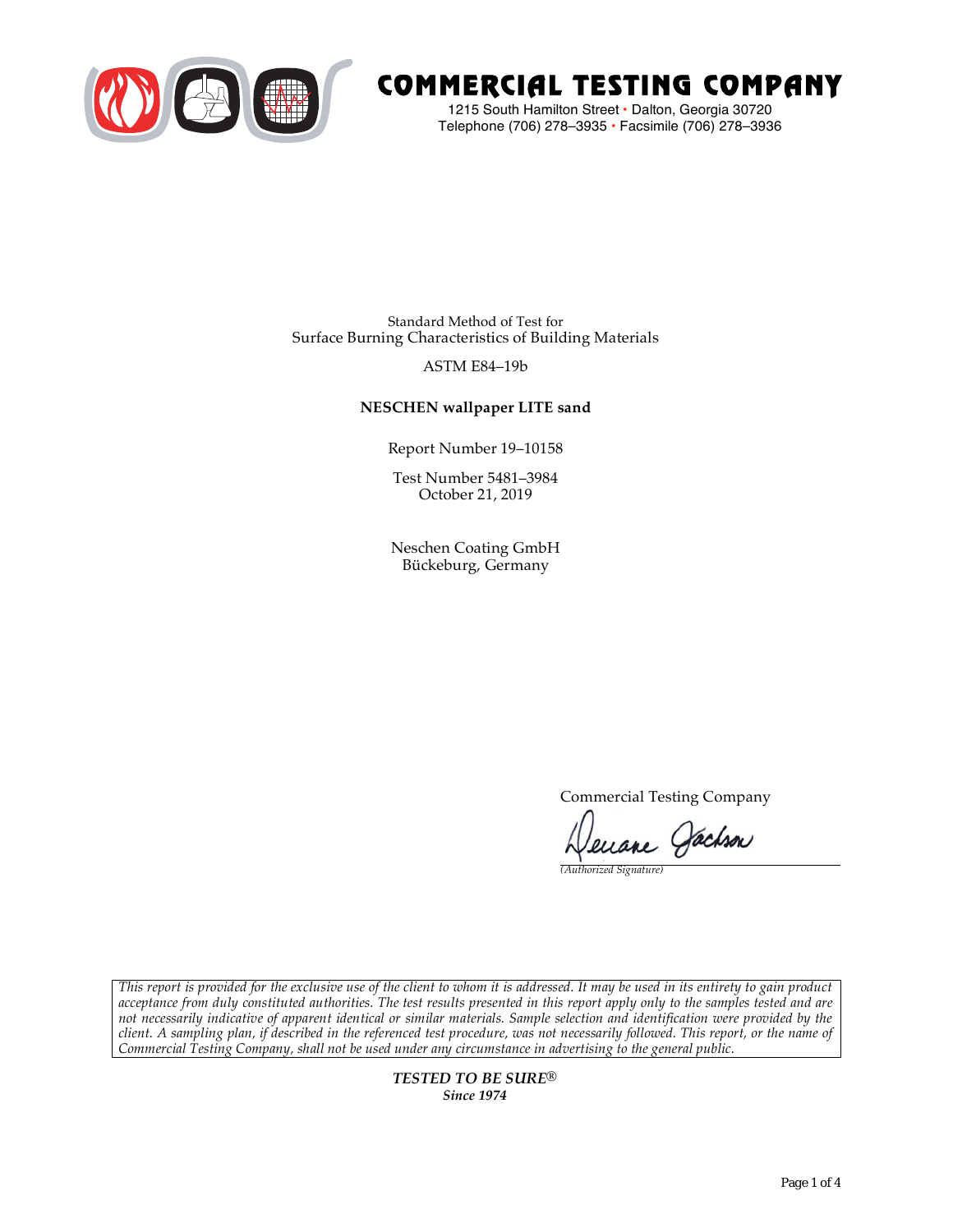# COMMERCIAL TESTING COMPANY

1215 South Hamilton Street • Dalton, Georgia 30720
Telephone (706) 278–3935 • Facsimile (706) 278–3936

Standard Method of Test for
Surface Burning Characteristics of Building Materials

ASTM E84–19b

**NESCHEN wallpaper LITE sand**

Report Number 19–10158

Test Number 5481–3984
October 21, 2019

Neschen Coating GmbH
Bückeburg, Germany

Commercial Testing Company

*(Authorized Signature)*

*This report is provided for the exclusive use of the client to whom it is addressed. It may be used in its entirety to gain product acceptance from duly constituted authorities. The test results presented in this report apply only to the samples tested and are not necessarily indicative of apparent identical or similar materials. Sample selection and identification were provided by the client. A sampling plan, if described in the referenced test procedure, was not necessarily followed. This report, or the name of Commercial Testing Company, shall not be used under any circumstance in advertising to the general public.*

***TESTED TO BE SURE®***
***Since 1974***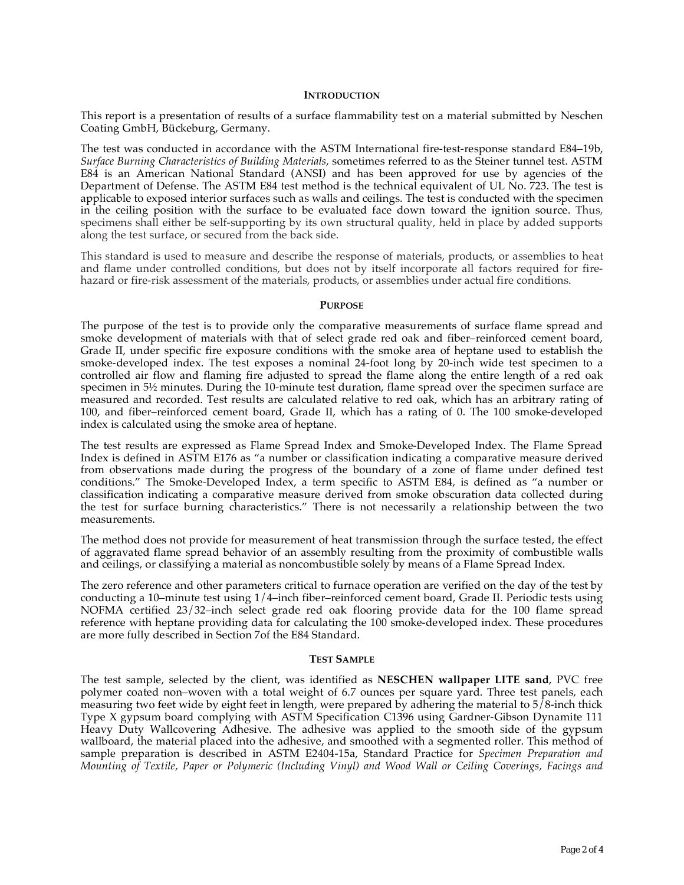## INTRODUCTION

This report is a presentation of results of a surface flammability test on a material submitted by Neschen Coating GmbH, Bückeburg, Germany.

The test was conducted in accordance with the ASTM International fire-test-response standard E84–19b, *Surface Burning Characteristics of Building Materials*, sometimes referred to as the Steiner tunnel test. ASTM E84 is an American National Standard (ANSI) and has been approved for use by agencies of the Department of Defense. The ASTM E84 test method is the technical equivalent of UL No. 723. The test is applicable to exposed interior surfaces such as walls and ceilings. The test is conducted with the specimen in the ceiling position with the surface to be evaluated face down toward the ignition source. Thus, specimens shall either be self-supporting by its own structural quality, held in place by added supports along the test surface, or secured from the back side.

This standard is used to measure and describe the response of materials, products, or assemblies to heat and flame under controlled conditions, but does not by itself incorporate all factors required for fire-hazard or fire-risk assessment of the materials, products, or assemblies under actual fire conditions.

## PURPOSE

The purpose of the test is to provide only the comparative measurements of surface flame spread and smoke development of materials with that of select grade red oak and fiber–reinforced cement board, Grade II, under specific fire exposure conditions with the smoke area of heptane used to establish the smoke-developed index. The test exposes a nominal 24-foot long by 20-inch wide test specimen to a controlled air flow and flaming fire adjusted to spread the flame along the entire length of a red oak specimen in 5½ minutes. During the 10-minute test duration, flame spread over the specimen surface are measured and recorded. Test results are calculated relative to red oak, which has an arbitrary rating of 100, and fiber–reinforced cement board, Grade II, which has a rating of 0. The 100 smoke-developed index is calculated using the smoke area of heptane.

The test results are expressed as Flame Spread Index and Smoke-Developed Index. The Flame Spread Index is defined in ASTM E176 as "a number or classification indicating a comparative measure derived from observations made during the progress of the boundary of a zone of flame under defined test conditions." The Smoke-Developed Index, a term specific to ASTM E84, is defined as "a number or classification indicating a comparative measure derived from smoke obscuration data collected during the test for surface burning characteristics." There is not necessarily a relationship between the two measurements.

The method does not provide for measurement of heat transmission through the surface tested, the effect of aggravated flame spread behavior of an assembly resulting from the proximity of combustible walls and ceilings, or classifying a material as noncombustible solely by means of a Flame Spread Index.

The zero reference and other parameters critical to furnace operation are verified on the day of the test by conducting a 10–minute test using 1/4–inch fiber–reinforced cement board, Grade II. Periodic tests using NOFMA certified 23/32–inch select grade red oak flooring provide data for the 100 flame spread reference with heptane providing data for calculating the 100 smoke-developed index. These procedures are more fully described in Section 7of the E84 Standard.

## TEST SAMPLE

The test sample, selected by the client, was identified as **NESCHEN wallpaper LITE sand**, PVC free polymer coated non–woven with a total weight of 6.7 ounces per square yard. Three test panels, each measuring two feet wide by eight feet in length, were prepared by adhering the material to 5/8-inch thick Type X gypsum board complying with ASTM Specification C1396 using Gardner-Gibson Dynamite 111 Heavy Duty Wallcovering Adhesive. The adhesive was applied to the smooth side of the gypsum wallboard, the material placed into the adhesive, and smoothed with a segmented roller. This method of sample preparation is described in ASTM E2404-15a, Standard Practice for *Specimen Preparation and Mounting of Textile, Paper or Polymeric (Including Vinyl) and Wood Wall or Ceiling Coverings, Facings and*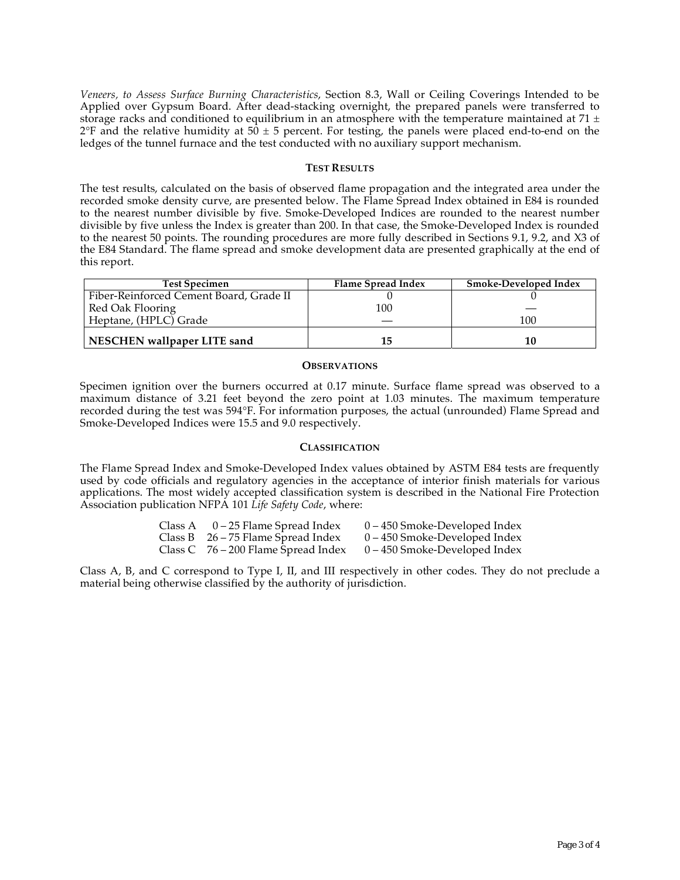*Veneers, to Assess Surface Burning Characteristics*, Section 8.3, Wall or Ceiling Coverings Intended to be Applied over Gypsum Board. After dead-stacking overnight, the prepared panels were transferred to storage racks and conditioned to equilibrium in an atmosphere with the temperature maintained at 71 ± 2°F and the relative humidity at 50 ± 5 percent. For testing, the panels were placed end-to-end on the ledges of the tunnel furnace and the test conducted with no auxiliary support mechanism.

### TEST RESULTS

The test results, calculated on the basis of observed flame propagation and the integrated area under the recorded smoke density curve, are presented below. The Flame Spread Index obtained in E84 is rounded to the nearest number divisible by five. Smoke-Developed Indices are rounded to the nearest number divisible by five unless the Index is greater than 200. In that case, the Smoke-Developed Index is rounded to the nearest 50 points. The rounding procedures are more fully described in Sections 9.1, 9.2, and X3 of the E84 Standard. The flame spread and smoke development data are presented graphically at the end of this report.

| Test Specimen | Flame Spread Index | Smoke-Developed Index |
|---|---|---|
| Fiber-Reinforced Cement Board, Grade II | 0 | 0 |
| Red Oak Flooring | 100 | — |
| Heptane, (HPLC) Grade | — | 100 |
| **NESCHEN wallpaper LITE sand** | **15** | **10** |

### OBSERVATIONS

Specimen ignition over the burners occurred at 0.17 minute. Surface flame spread was observed to a maximum distance of 3.21 feet beyond the zero point at 1.03 minutes. The maximum temperature recorded during the test was 594°F. For information purposes, the actual (unrounded) Flame Spread and Smoke-Developed Indices were 15.5 and 9.0 respectively.

### CLASSIFICATION

The Flame Spread Index and Smoke-Developed Index values obtained by ASTM E84 tests are frequently used by code officials and regulatory agencies in the acceptance of interior finish materials for various applications. The most widely accepted classification system is described in the National Fire Protection Association publication NFPA 101 *Life Safety Code*, where:

| | | |
|---|---|---|
| Class A | 0 – 25 Flame Spread Index | 0 – 450 Smoke-Developed Index |
| Class B | 26 – 75 Flame Spread Index | 0 – 450 Smoke-Developed Index |
| Class C | 76 – 200 Flame Spread Index | 0 – 450 Smoke-Developed Index |

Class A, B, and C correspond to Type I, II, and III respectively in other codes. They do not preclude a material being otherwise classified by the authority of jurisdiction.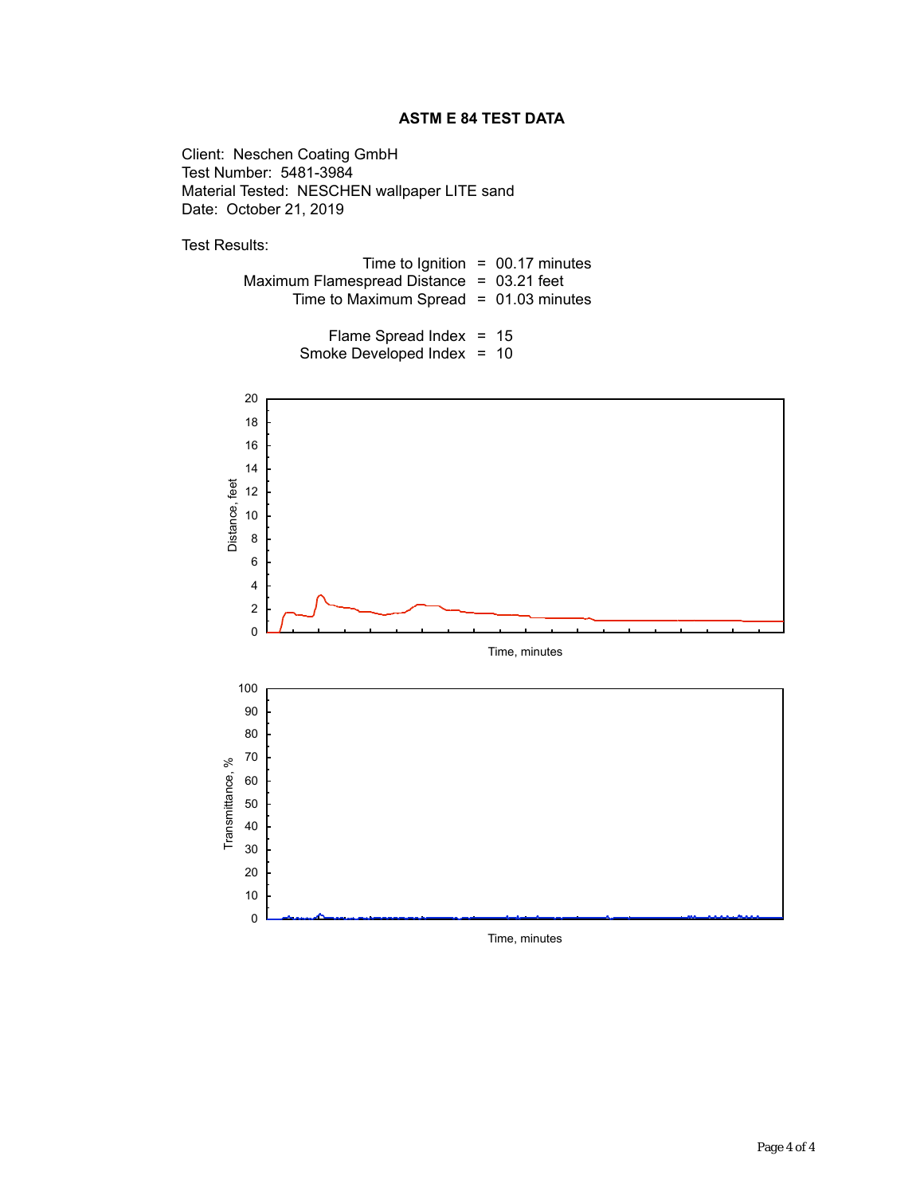# ASTM E 84 TEST DATA

Client: Neschen Coating GmbH
Test Number: 5481-3984
Material Tested: NESCHEN wallpaper LITE sand
Date: October 21, 2019

Test Results:

Time to Ignition = 00.17 minutes
Maximum Flamespread Distance = 03.21 feet
Time to Maximum Spread = 01.03 minutes

Flame Spread Index = 15
Smoke Developed Index = 10

Distance, feet

20
18
16
14
12
10
8
6
4
2
0

Time, minutes

Transmittance, %

100
90
80
70
60
50
40
30
20
10
0

Time, minutes